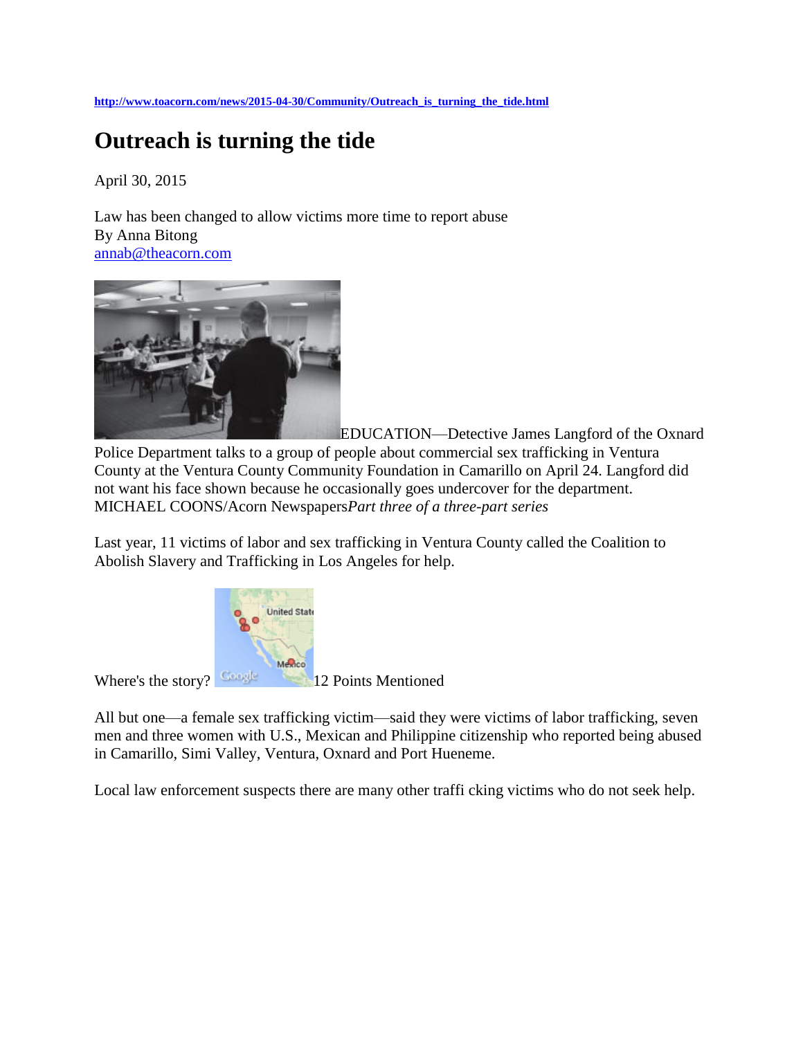http://www.toacorn.com/news/2015-04-30/Community/Outreach_is_turning_the_tide.html

# Outreach is turning the tide

April 30, 2015

Law has been changed to allow victims more time to report abuse
By Anna Bitong
annab@theacorn.com

EDUCATION—Detective James Langford of the Oxnard Police Department talks to a group of people about commercial sex trafficking in Ventura County at the Ventura County Community Foundation in Camarillo on April 24. Langford did not want his face shown because he occasionally goes undercover for the department. MICHAEL COONS/Acorn Newspapers*Part three of a three-part series*

Last year, 11 victims of labor and sex trafficking in Ventura County called the Coalition to Abolish Slavery and Trafficking in Los Angeles for help.

Where's the story? 12 Points Mentioned

All but one—a female sex trafficking victim—said they were victims of labor trafficking, seven men and three women with U.S., Mexican and Philippine citizenship who reported being abused in Camarillo, Simi Valley, Ventura, Oxnard and Port Hueneme.

Local law enforcement suspects there are many other traffi cking victims who do not seek help.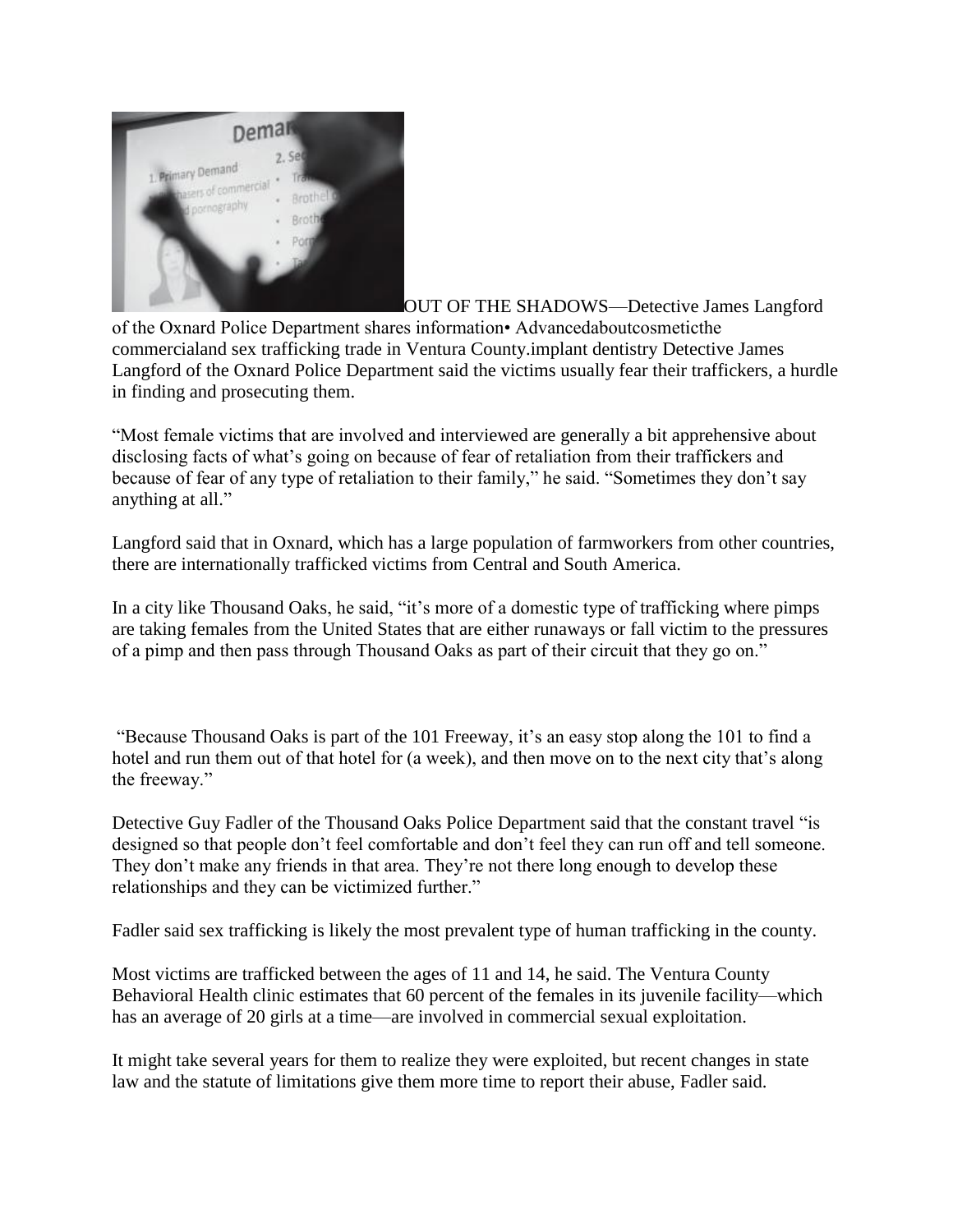OUT OF THE SHADOWS—Detective James Langford of the Oxnard Police Department shares information• Advancedaboutcosmeticthe commercialand sex trafficking trade in Ventura County.implant dentistry Detective James Langford of the Oxnard Police Department said the victims usually fear their traffickers, a hurdle in finding and prosecuting them.

"Most female victims that are involved and interviewed are generally a bit apprehensive about disclosing facts of what's going on because of fear of retaliation from their traffickers and because of fear of any type of retaliation to their family," he said. "Sometimes they don't say anything at all."

Langford said that in Oxnard, which has a large population of farmworkers from other countries, there are internationally trafficked victims from Central and South America.

In a city like Thousand Oaks, he said, "it's more of a domestic type of trafficking where pimps are taking females from the United States that are either runaways or fall victim to the pressures of a pimp and then pass through Thousand Oaks as part of their circuit that they go on."

"Because Thousand Oaks is part of the 101 Freeway, it's an easy stop along the 101 to find a hotel and run them out of that hotel for (a week), and then move on to the next city that's along the freeway."

Detective Guy Fadler of the Thousand Oaks Police Department said that the constant travel "is designed so that people don't feel comfortable and don't feel they can run off and tell someone. They don't make any friends in that area. They're not there long enough to develop these relationships and they can be victimized further."

Fadler said sex trafficking is likely the most prevalent type of human trafficking in the county.

Most victims are trafficked between the ages of 11 and 14, he said. The Ventura County Behavioral Health clinic estimates that 60 percent of the females in its juvenile facility—which has an average of 20 girls at a time—are involved in commercial sexual exploitation.

It might take several years for them to realize they were exploited, but recent changes in state law and the statute of limitations give them more time to report their abuse, Fadler said.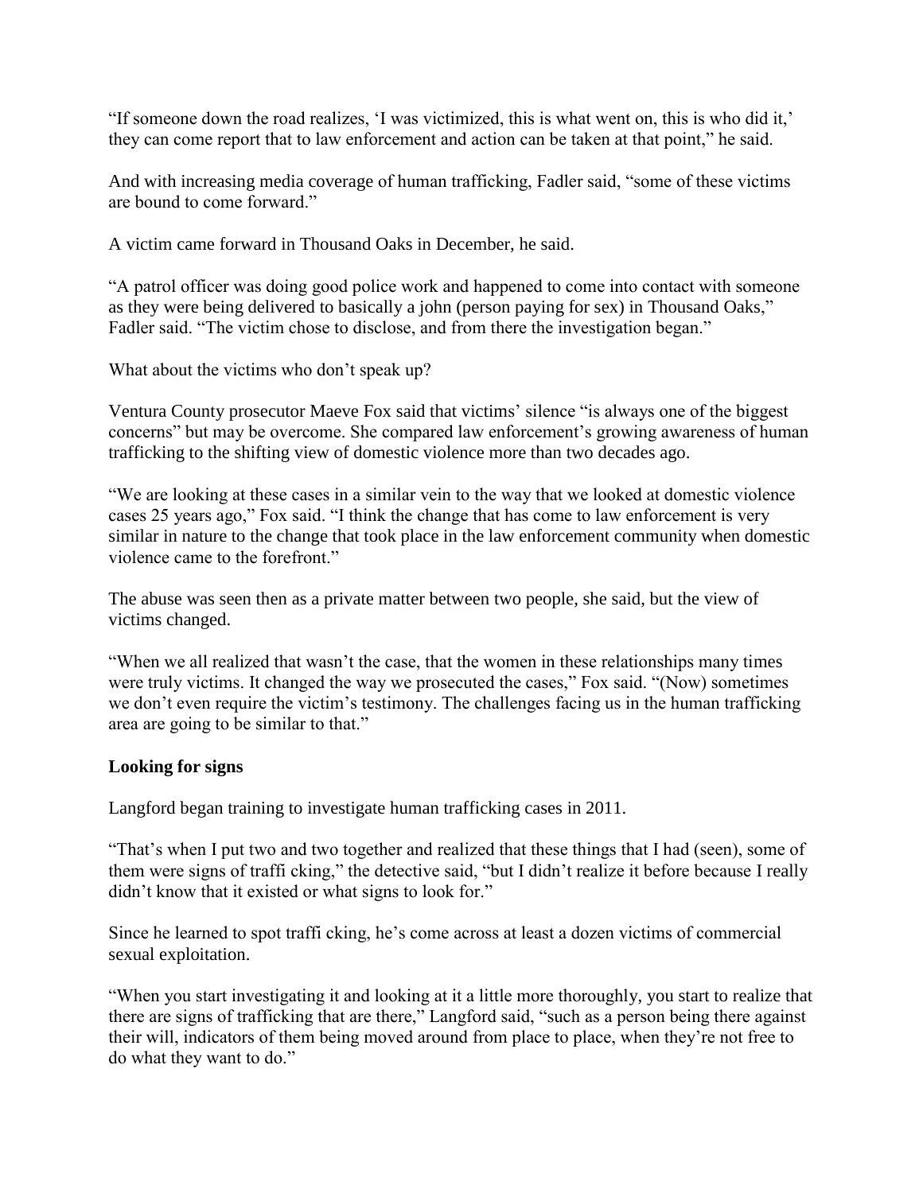"If someone down the road realizes, 'I was victimized, this is what went on, this is who did it,' they can come report that to law enforcement and action can be taken at that point," he said.

And with increasing media coverage of human trafficking, Fadler said, "some of these victims are bound to come forward."

A victim came forward in Thousand Oaks in December, he said.

"A patrol officer was doing good police work and happened to come into contact with someone as they were being delivered to basically a john (person paying for sex) in Thousand Oaks," Fadler said. "The victim chose to disclose, and from there the investigation began."

What about the victims who don't speak up?

Ventura County prosecutor Maeve Fox said that victims' silence "is always one of the biggest concerns" but may be overcome. She compared law enforcement's growing awareness of human trafficking to the shifting view of domestic violence more than two decades ago.

"We are looking at these cases in a similar vein to the way that we looked at domestic violence cases 25 years ago," Fox said. "I think the change that has come to law enforcement is very similar in nature to the change that took place in the law enforcement community when domestic violence came to the forefront."

The abuse was seen then as a private matter between two people, she said, but the view of victims changed.

"When we all realized that wasn't the case, that the women in these relationships many times were truly victims. It changed the way we prosecuted the cases," Fox said. "(Now) sometimes we don't even require the victim's testimony. The challenges facing us in the human trafficking area are going to be similar to that."

**Looking for signs**

Langford began training to investigate human trafficking cases in 2011.

"That's when I put two and two together and realized that these things that I had (seen), some of them were signs of traffi cking," the detective said, "but I didn't realize it before because I really didn't know that it existed or what signs to look for."

Since he learned to spot traffi cking, he's come across at least a dozen victims of commercial sexual exploitation.

"When you start investigating it and looking at it a little more thoroughly, you start to realize that there are signs of trafficking that are there," Langford said, "such as a person being there against their will, indicators of them being moved around from place to place, when they're not free to do what they want to do."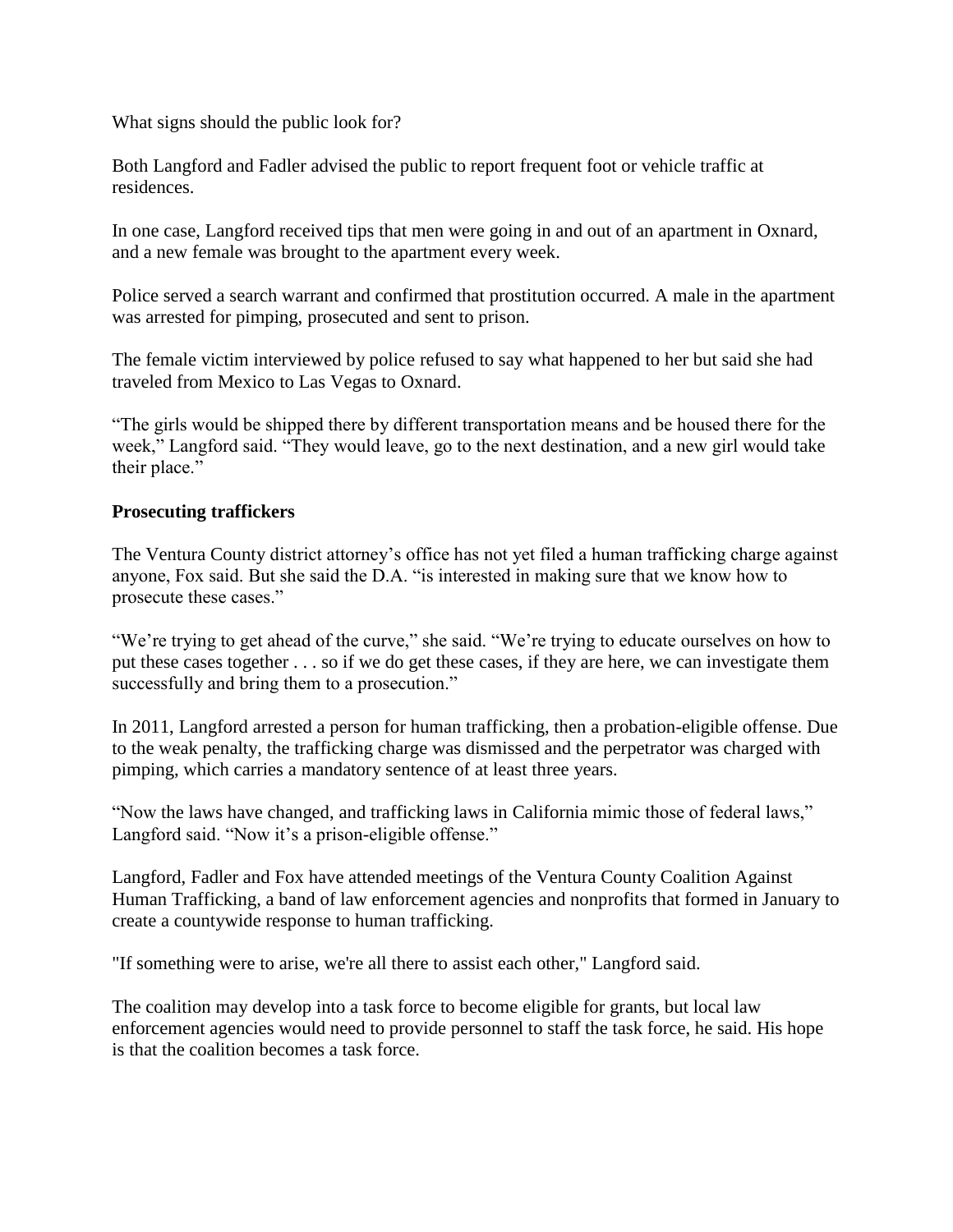What signs should the public look for?

Both Langford and Fadler advised the public to report frequent foot or vehicle traffic at residences.

In one case, Langford received tips that men were going in and out of an apartment in Oxnard, and a new female was brought to the apartment every week.

Police served a search warrant and confirmed that prostitution occurred. A male in the apartment was arrested for pimping, prosecuted and sent to prison.

The female victim interviewed by police refused to say what happened to her but said she had traveled from Mexico to Las Vegas to Oxnard.

"The girls would be shipped there by different transportation means and be housed there for the week," Langford said. "They would leave, go to the next destination, and a new girl would take their place."

**Prosecuting traffickers**

The Ventura County district attorney's office has not yet filed a human trafficking charge against anyone, Fox said. But she said the D.A. "is interested in making sure that we know how to prosecute these cases."

"We're trying to get ahead of the curve," she said. "We're trying to educate ourselves on how to put these cases together . . . so if we do get these cases, if they are here, we can investigate them successfully and bring them to a prosecution."

In 2011, Langford arrested a person for human trafficking, then a probation-eligible offense. Due to the weak penalty, the trafficking charge was dismissed and the perpetrator was charged with pimping, which carries a mandatory sentence of at least three years.

"Now the laws have changed, and trafficking laws in California mimic those of federal laws," Langford said. "Now it's a prison-eligible offense."

Langford, Fadler and Fox have attended meetings of the Ventura County Coalition Against Human Trafficking, a band of law enforcement agencies and nonprofits that formed in January to create a countywide response to human trafficking.

"If something were to arise, we're all there to assist each other," Langford said.

The coalition may develop into a task force to become eligible for grants, but local law enforcement agencies would need to provide personnel to staff the task force, he said. His hope is that the coalition becomes a task force.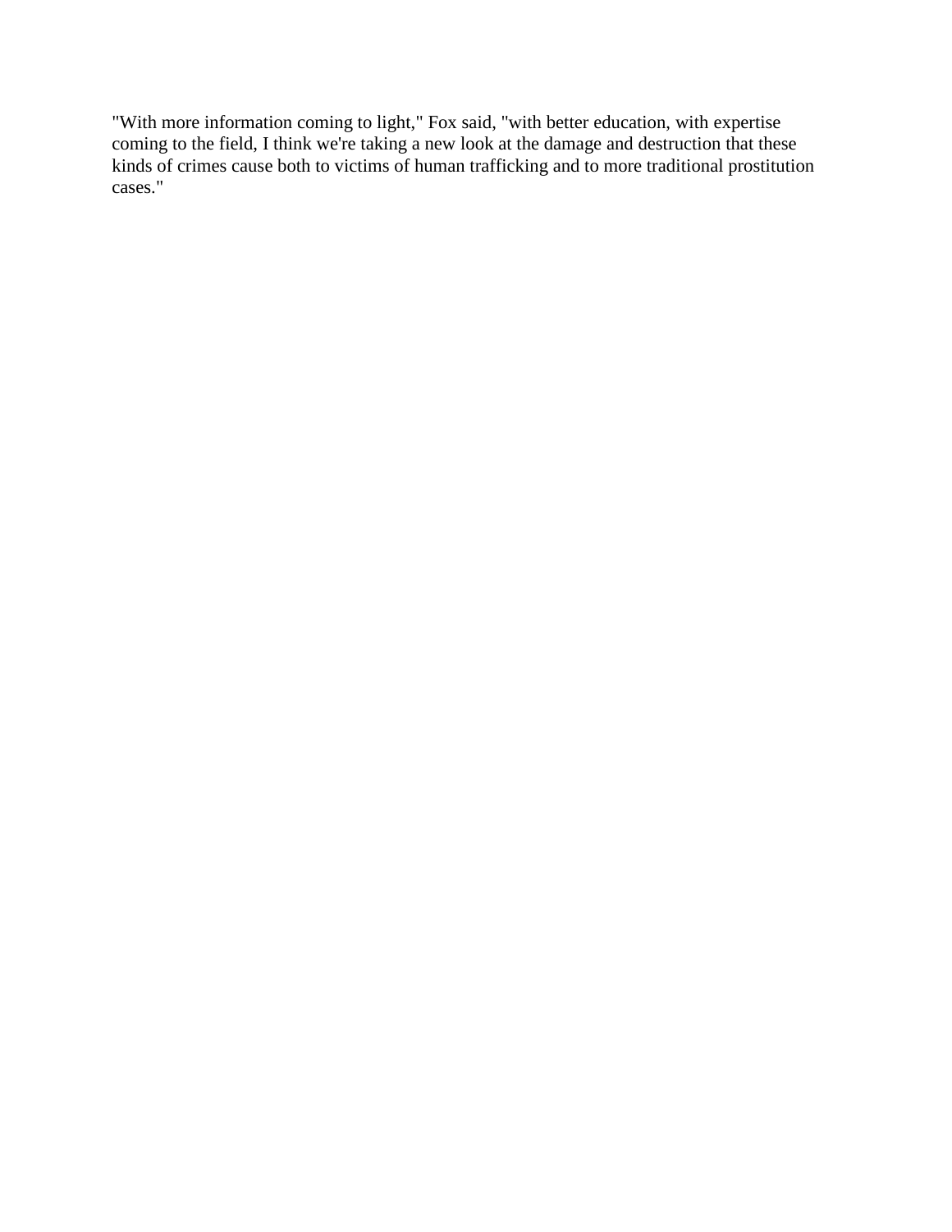"With more information coming to light," Fox said, "with better education, with expertise coming to the field, I think we're taking a new look at the damage and destruction that these kinds of crimes cause both to victims of human trafficking and to more traditional prostitution cases."